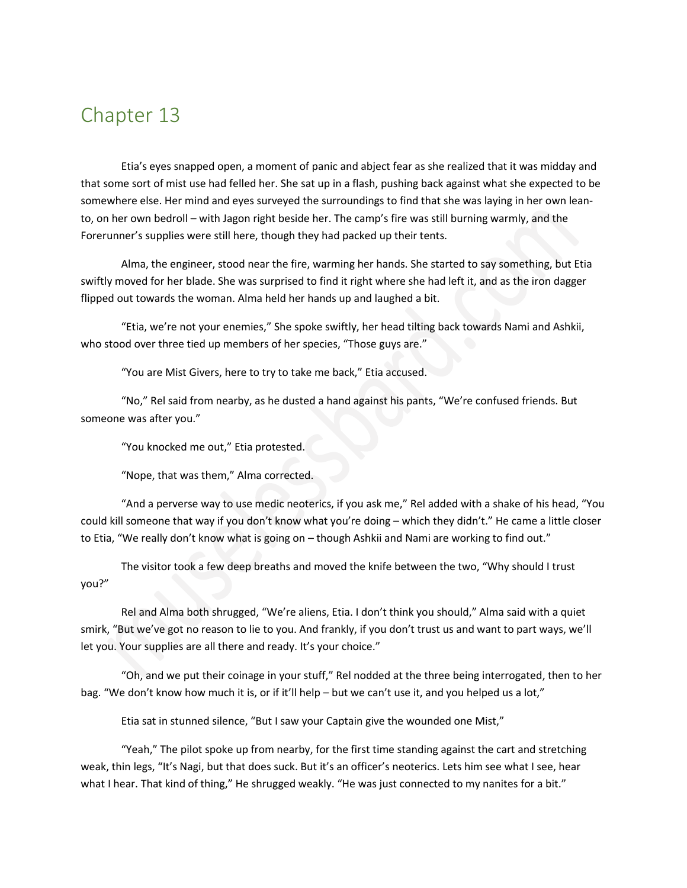# Chapter 13

Etia's eyes snapped open, a moment of panic and abject fear as she realized that it was midday and that some sort of mist use had felled her. She sat up in a flash, pushing back against what she expected to be somewhere else. Her mind and eyes surveyed the surroundings to find that she was laying in her own lean-to, on her own bedroll – with Jagon right beside her. The camp's fire was still burning warmly, and the Forerunner's supplies were still here, though they had packed up their tents.

Alma, the engineer, stood near the fire, warming her hands. She started to say something, but Etia swiftly moved for her blade. She was surprised to find it right where she had left it, and as the iron dagger flipped out towards the woman. Alma held her hands up and laughed a bit.

"Etia, we're not your enemies," She spoke swiftly, her head tilting back towards Nami and Ashkii, who stood over three tied up members of her species, "Those guys are."

"You are Mist Givers, here to try to take me back," Etia accused.

"No," Rel said from nearby, as he dusted a hand against his pants, "We're confused friends. But someone was after you."

"You knocked me out," Etia protested.

"Nope, that was them," Alma corrected.

"And a perverse way to use medic neoterics, if you ask me," Rel added with a shake of his head, "You could kill someone that way if you don't know what you're doing – which they didn't." He came a little closer to Etia, "We really don't know what is going on – though Ashkii and Nami are working to find out."

The visitor took a few deep breaths and moved the knife between the two, "Why should I trust you?"

Rel and Alma both shrugged, "We're aliens, Etia. I don't think you should," Alma said with a quiet smirk, "But we've got no reason to lie to you. And frankly, if you don't trust us and want to part ways, we'll let you. Your supplies are all there and ready. It's your choice."

"Oh, and we put their coinage in your stuff," Rel nodded at the three being interrogated, then to her bag. "We don't know how much it is, or if it'll help – but we can't use it, and you helped us a lot,"

Etia sat in stunned silence, "But I saw your Captain give the wounded one Mist,"

"Yeah," The pilot spoke up from nearby, for the first time standing against the cart and stretching weak, thin legs, "It's Nagi, but that does suck. But it's an officer's neoterics. Lets him see what I see, hear what I hear. That kind of thing," He shrugged weakly. "He was just connected to my nanites for a bit."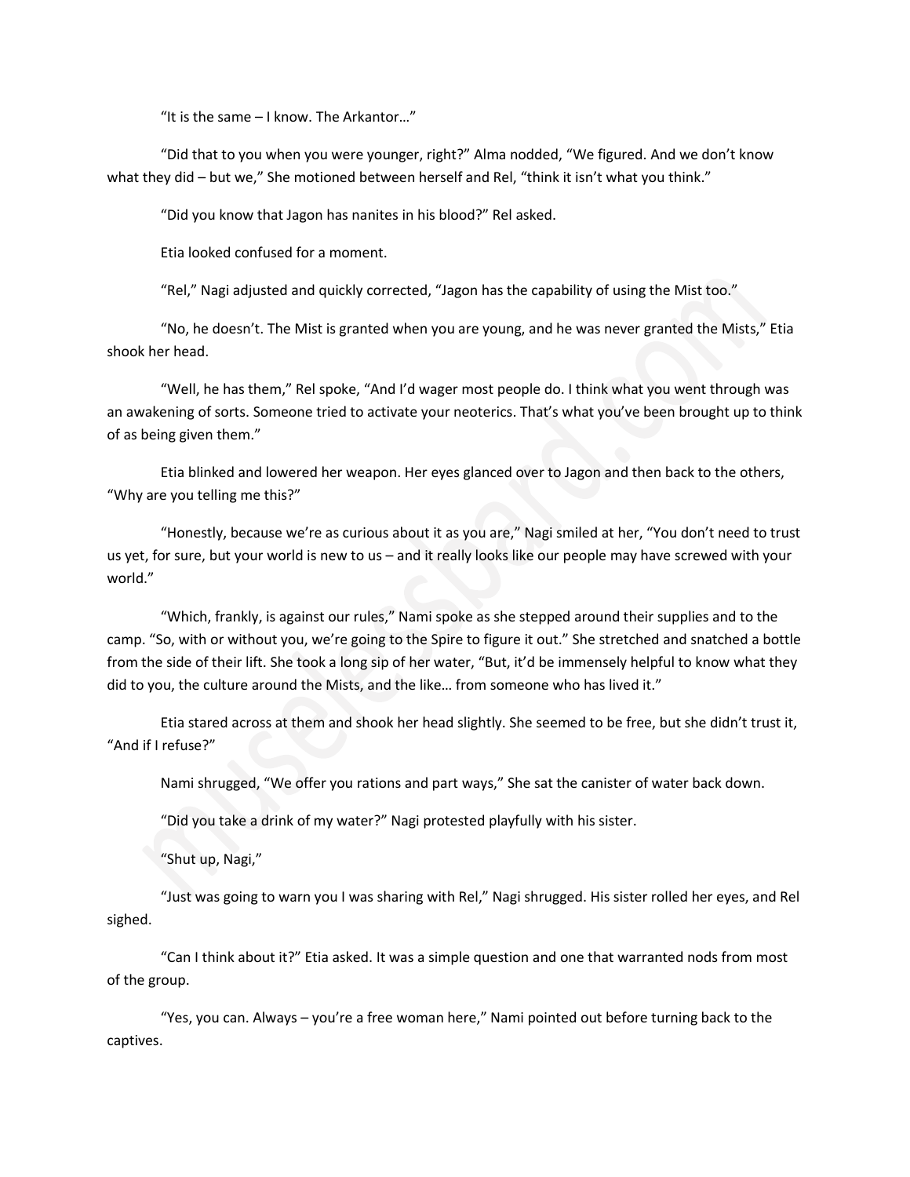"It is the same – I know. The Arkantor…"

"Did that to you when you were younger, right?" Alma nodded, "We figured. And we don't know what they did – but we," She motioned between herself and Rel, "think it isn't what you think."

"Did you know that Jagon has nanites in his blood?" Rel asked.

Etia looked confused for a moment.

"Rel," Nagi adjusted and quickly corrected, "Jagon has the capability of using the Mist too."

"No, he doesn't. The Mist is granted when you are young, and he was never granted the Mists," Etia shook her head.

"Well, he has them," Rel spoke, "And I'd wager most people do. I think what you went through was an awakening of sorts. Someone tried to activate your neoterics. That's what you've been brought up to think of as being given them."

Etia blinked and lowered her weapon. Her eyes glanced over to Jagon and then back to the others, "Why are you telling me this?"

"Honestly, because we're as curious about it as you are," Nagi smiled at her, "You don't need to trust us yet, for sure, but your world is new to us – and it really looks like our people may have screwed with your world."

"Which, frankly, is against our rules," Nami spoke as she stepped around their supplies and to the camp. "So, with or without you, we're going to the Spire to figure it out." She stretched and snatched a bottle from the side of their lift. She took a long sip of her water, "But, it'd be immensely helpful to know what they did to you, the culture around the Mists, and the like… from someone who has lived it."

Etia stared across at them and shook her head slightly. She seemed to be free, but she didn't trust it, "And if I refuse?"

Nami shrugged, "We offer you rations and part ways," She sat the canister of water back down.

"Did you take a drink of my water?" Nagi protested playfully with his sister.

"Shut up, Nagi,"

"Just was going to warn you I was sharing with Rel," Nagi shrugged. His sister rolled her eyes, and Rel sighed.

"Can I think about it?" Etia asked. It was a simple question and one that warranted nods from most of the group.

"Yes, you can. Always – you're a free woman here," Nami pointed out before turning back to the captives.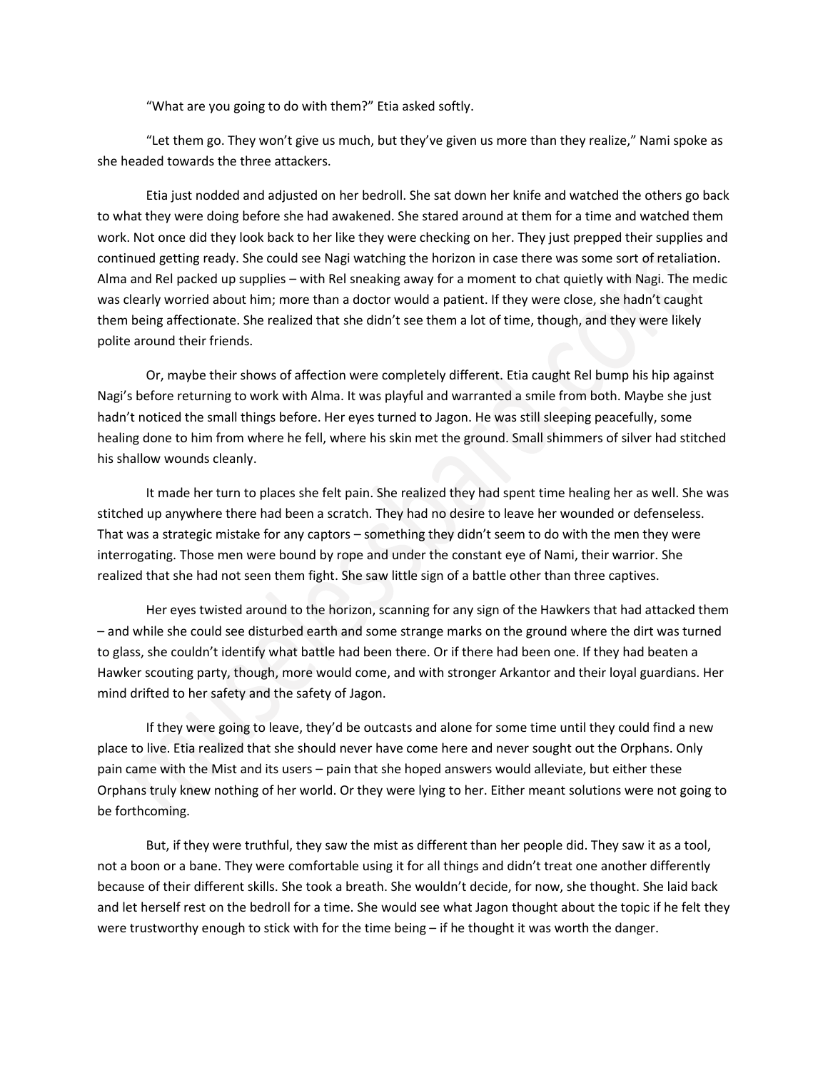"What are you going to do with them?" Etia asked softly.

"Let them go. They won't give us much, but they've given us more than they realize," Nami spoke as she headed towards the three attackers.

Etia just nodded and adjusted on her bedroll. She sat down her knife and watched the others go back to what they were doing before she had awakened. She stared around at them for a time and watched them work. Not once did they look back to her like they were checking on her. They just prepped their supplies and continued getting ready. She could see Nagi watching the horizon in case there was some sort of retaliation. Alma and Rel packed up supplies – with Rel sneaking away for a moment to chat quietly with Nagi. The medic was clearly worried about him; more than a doctor would a patient. If they were close, she hadn't caught them being affectionate. She realized that she didn't see them a lot of time, though, and they were likely polite around their friends.

Or, maybe their shows of affection were completely different. Etia caught Rel bump his hip against Nagi's before returning to work with Alma. It was playful and warranted a smile from both. Maybe she just hadn't noticed the small things before. Her eyes turned to Jagon. He was still sleeping peacefully, some healing done to him from where he fell, where his skin met the ground. Small shimmers of silver had stitched his shallow wounds cleanly.

It made her turn to places she felt pain. She realized they had spent time healing her as well. She was stitched up anywhere there had been a scratch. They had no desire to leave her wounded or defenseless. That was a strategic mistake for any captors – something they didn't seem to do with the men they were interrogating. Those men were bound by rope and under the constant eye of Nami, their warrior. She realized that she had not seen them fight. She saw little sign of a battle other than three captives.

Her eyes twisted around to the horizon, scanning for any sign of the Hawkers that had attacked them – and while she could see disturbed earth and some strange marks on the ground where the dirt was turned to glass, she couldn't identify what battle had been there. Or if there had been one. If they had beaten a Hawker scouting party, though, more would come, and with stronger Arkantor and their loyal guardians. Her mind drifted to her safety and the safety of Jagon.

If they were going to leave, they'd be outcasts and alone for some time until they could find a new place to live. Etia realized that she should never have come here and never sought out the Orphans. Only pain came with the Mist and its users – pain that she hoped answers would alleviate, but either these Orphans truly knew nothing of her world. Or they were lying to her. Either meant solutions were not going to be forthcoming.

But, if they were truthful, they saw the mist as different than her people did. They saw it as a tool, not a boon or a bane. They were comfortable using it for all things and didn't treat one another differently because of their different skills. She took a breath. She wouldn't decide, for now, she thought. She laid back and let herself rest on the bedroll for a time. She would see what Jagon thought about the topic if he felt they were trustworthy enough to stick with for the time being – if he thought it was worth the danger.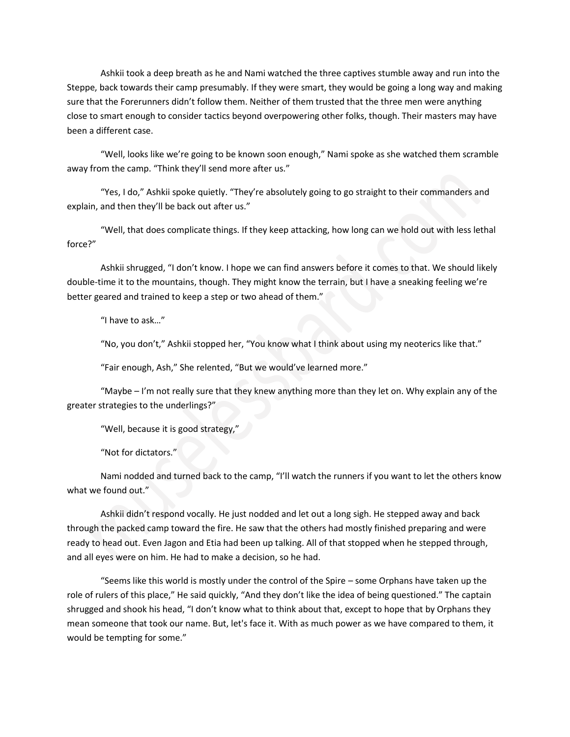Ashkii took a deep breath as he and Nami watched the three captives stumble away and run into the Steppe, back towards their camp presumably. If they were smart, they would be going a long way and making sure that the Forerunners didn't follow them. Neither of them trusted that the three men were anything close to smart enough to consider tactics beyond overpowering other folks, though. Their masters may have been a different case.

"Well, looks like we're going to be known soon enough," Nami spoke as she watched them scramble away from the camp. "Think they'll send more after us."

"Yes, I do," Ashkii spoke quietly. "They're absolutely going to go straight to their commanders and explain, and then they'll be back out after us."

"Well, that does complicate things. If they keep attacking, how long can we hold out with less lethal force?"

Ashkii shrugged, "I don't know. I hope we can find answers before it comes to that. We should likely double-time it to the mountains, though. They might know the terrain, but I have a sneaking feeling we're better geared and trained to keep a step or two ahead of them."

"I have to ask…"

"No, you don't," Ashkii stopped her, "You know what I think about using my neoterics like that."

"Fair enough, Ash," She relented, "But we would've learned more."

"Maybe – I'm not really sure that they knew anything more than they let on. Why explain any of the greater strategies to the underlings?"

"Well, because it is good strategy,"

"Not for dictators."

Nami nodded and turned back to the camp, "I'll watch the runners if you want to let the others know what we found out."

Ashkii didn't respond vocally. He just nodded and let out a long sigh. He stepped away and back through the packed camp toward the fire. He saw that the others had mostly finished preparing and were ready to head out. Even Jagon and Etia had been up talking. All of that stopped when he stepped through, and all eyes were on him. He had to make a decision, so he had.

"Seems like this world is mostly under the control of the Spire – some Orphans have taken up the role of rulers of this place," He said quickly, "And they don't like the idea of being questioned." The captain shrugged and shook his head, "I don't know what to think about that, except to hope that by Orphans they mean someone that took our name. But, let's face it. With as much power as we have compared to them, it would be tempting for some."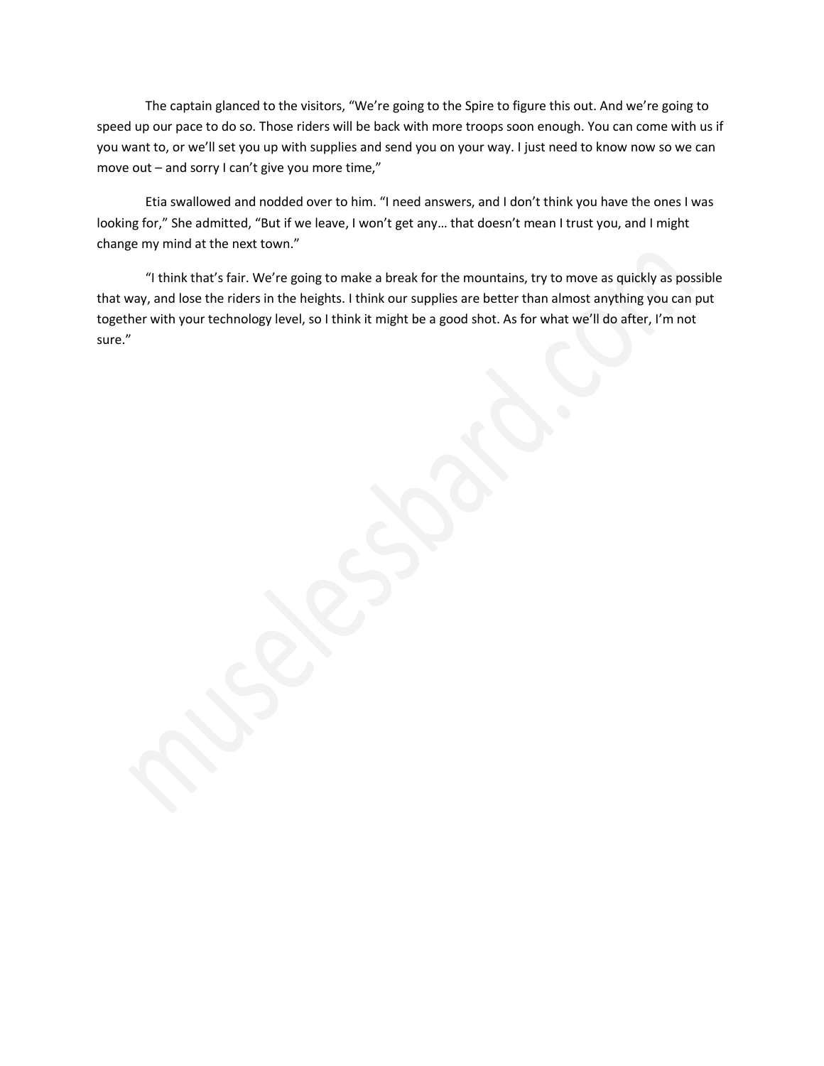The captain glanced to the visitors, "We're going to the Spire to figure this out. And we're going to speed up our pace to do so. Those riders will be back with more troops soon enough. You can come with us if you want to, or we'll set you up with supplies and send you on your way. I just need to know now so we can move out – and sorry I can't give you more time,"

Etia swallowed and nodded over to him. "I need answers, and I don't think you have the ones I was looking for," She admitted, "But if we leave, I won't get any… that doesn't mean I trust you, and I might change my mind at the next town."

"I think that's fair. We're going to make a break for the mountains, try to move as quickly as possible that way, and lose the riders in the heights. I think our supplies are better than almost anything you can put together with your technology level, so I think it might be a good shot. As for what we'll do after, I'm not sure."